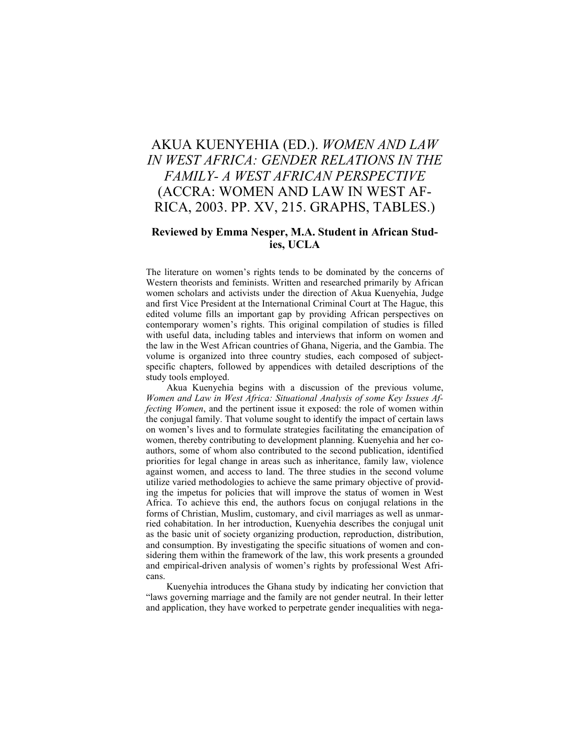# AKUA KUENYEHIA (ED.). *WOMEN AND LAW IN WEST AFRICA: GENDER RELATIONS IN THE FAMILY- A WEST AFRICAN PERSPECTIVE* (ACCRA: WOMEN AND LAW IN WEST AFRICA, 2003. PP. XV, 215. GRAPHS, TABLES.)

### Reviewed by Emma Nesper, M.A. Student in African Studies, UCLA

The literature on women's rights tends to be dominated by the concerns of Western theorists and feminists. Written and researched primarily by African women scholars and activists under the direction of Akua Kuenyehia, Judge and first Vice President at the International Criminal Court at The Hague, this edited volume fills an important gap by providing African perspectives on contemporary women's rights. This original compilation of studies is filled with useful data, including tables and interviews that inform on women and the law in the West African countries of Ghana, Nigeria, and the Gambia. The volume is organized into three country studies, each composed of subject-specific chapters, followed by appendices with detailed descriptions of the study tools employed.

Akua Kuenyehia begins with a discussion of the previous volume, *Women and Law in West Africa: Situational Analysis of some Key Issues Affecting Women*, and the pertinent issue it exposed: the role of women within the conjugal family. That volume sought to identify the impact of certain laws on women's lives and to formulate strategies facilitating the emancipation of women, thereby contributing to development planning. Kuenyehia and her co-authors, some of whom also contributed to the second publication, identified priorities for legal change in areas such as inheritance, family law, violence against women, and access to land. The three studies in the second volume utilize varied methodologies to achieve the same primary objective of providing the impetus for policies that will improve the status of women in West Africa. To achieve this end, the authors focus on conjugal relations in the forms of Christian, Muslim, customary, and civil marriages as well as unmarried cohabitation. In her introduction, Kuenyehia describes the conjugal unit as the basic unit of society organizing production, reproduction, distribution, and consumption. By investigating the specific situations of women and considering them within the framework of the law, this work presents a grounded and empirical-driven analysis of women's rights by professional West Africans.

Kuenyehia introduces the Ghana study by indicating her conviction that "laws governing marriage and the family are not gender neutral. In their letter and application, they have worked to perpetrate gender inequalities with nega-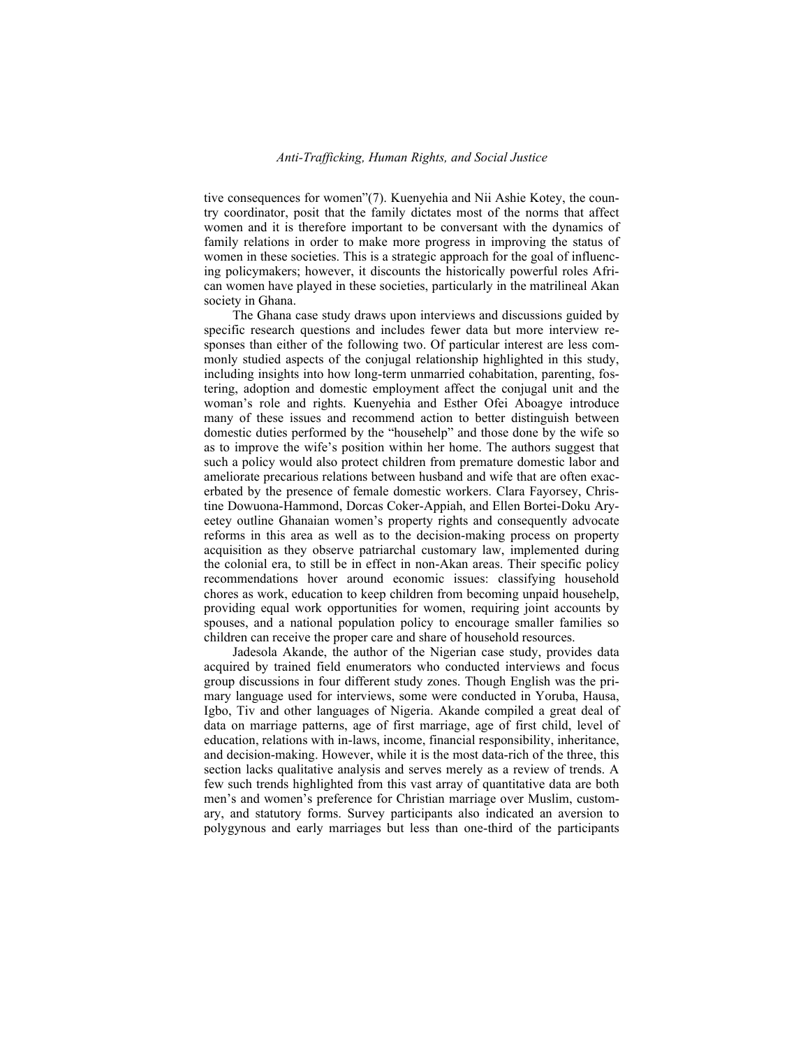tive consequences for women"(7). Kuenyehia and Nii Ashie Kotey, the country coordinator, posit that the family dictates most of the norms that affect women and it is therefore important to be conversant with the dynamics of family relations in order to make more progress in improving the status of women in these societies. This is a strategic approach for the goal of influencing policymakers; however, it discounts the historically powerful roles African women have played in these societies, particularly in the matrilineal Akan society in Ghana.

The Ghana case study draws upon interviews and discussions guided by specific research questions and includes fewer data but more interview responses than either of the following two. Of particular interest are less commonly studied aspects of the conjugal relationship highlighted in this study, including insights into how long-term unmarried cohabitation, parenting, fostering, adoption and domestic employment affect the conjugal unit and the woman's role and rights. Kuenyehia and Esther Ofei Aboagye introduce many of these issues and recommend action to better distinguish between domestic duties performed by the "househelp" and those done by the wife so as to improve the wife's position within her home. The authors suggest that such a policy would also protect children from premature domestic labor and ameliorate precarious relations between husband and wife that are often exacerbated by the presence of female domestic workers. Clara Fayorsey, Christine Dowuona-Hammond, Dorcas Coker-Appiah, and Ellen Bortei-Doku Aryeetey outline Ghanaian women's property rights and consequently advocate reforms in this area as well as to the decision-making process on property acquisition as they observe patriarchal customary law, implemented during the colonial era, to still be in effect in non-Akan areas. Their specific policy recommendations hover around economic issues: classifying household chores as work, education to keep children from becoming unpaid househelp, providing equal work opportunities for women, requiring joint accounts by spouses, and a national population policy to encourage smaller families so children can receive the proper care and share of household resources.

Jadesola Akande, the author of the Nigerian case study, provides data acquired by trained field enumerators who conducted interviews and focus group discussions in four different study zones. Though English was the primary language used for interviews, some were conducted in Yoruba, Hausa, Igbo, Tiv and other languages of Nigeria. Akande compiled a great deal of data on marriage patterns, age of first marriage, age of first child, level of education, relations with in-laws, income, financial responsibility, inheritance, and decision-making. However, while it is the most data-rich of the three, this section lacks qualitative analysis and serves merely as a review of trends. A few such trends highlighted from this vast array of quantitative data are both men's and women's preference for Christian marriage over Muslim, customary, and statutory forms. Survey participants also indicated an aversion to polygynous and early marriages but less than one-third of the participants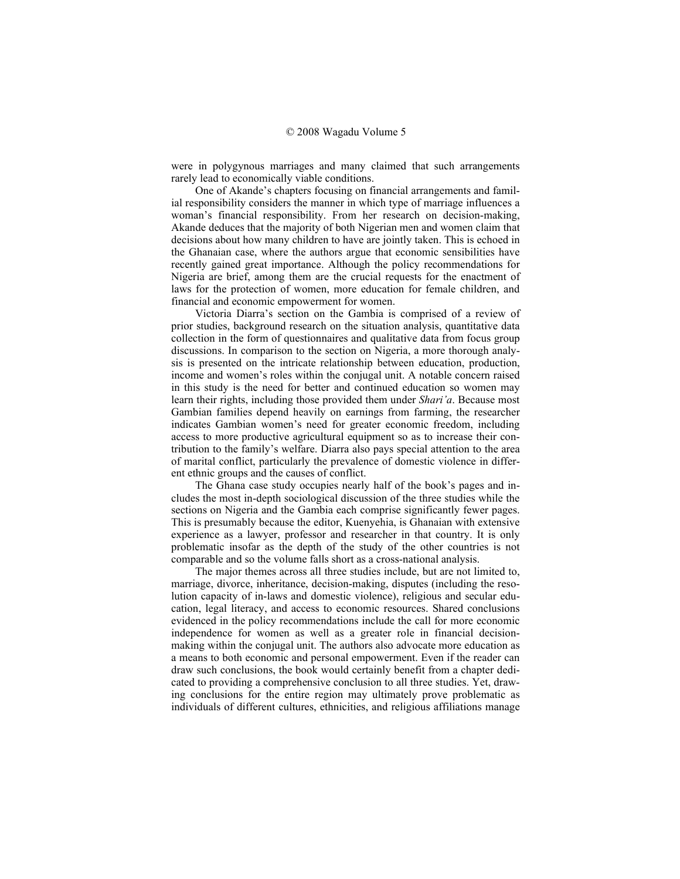were in polygynous marriages and many claimed that such arrangements rarely lead to economically viable conditions.

One of Akande's chapters focusing on financial arrangements and familial responsibility considers the manner in which type of marriage influences a woman's financial responsibility. From her research on decision-making, Akande deduces that the majority of both Nigerian men and women claim that decisions about how many children to have are jointly taken. This is echoed in the Ghanaian case, where the authors argue that economic sensibilities have recently gained great importance. Although the policy recommendations for Nigeria are brief, among them are the crucial requests for the enactment of laws for the protection of women, more education for female children, and financial and economic empowerment for women.

Victoria Diarra's section on the Gambia is comprised of a review of prior studies, background research on the situation analysis, quantitative data collection in the form of questionnaires and qualitative data from focus group discussions. In comparison to the section on Nigeria, a more thorough analysis is presented on the intricate relationship between education, production, income and women's roles within the conjugal unit. A notable concern raised in this study is the need for better and continued education so women may learn their rights, including those provided them under *Shari'a*. Because most Gambian families depend heavily on earnings from farming, the researcher indicates Gambian women's need for greater economic freedom, including access to more productive agricultural equipment so as to increase their contribution to the family's welfare. Diarra also pays special attention to the area of marital conflict, particularly the prevalence of domestic violence in different ethnic groups and the causes of conflict.

The Ghana case study occupies nearly half of the book's pages and includes the most in-depth sociological discussion of the three studies while the sections on Nigeria and the Gambia each comprise significantly fewer pages. This is presumably because the editor, Kuenyehia, is Ghanaian with extensive experience as a lawyer, professor and researcher in that country. It is only problematic insofar as the depth of the study of the other countries is not comparable and so the volume falls short as a cross-national analysis.

The major themes across all three studies include, but are not limited to, marriage, divorce, inheritance, decision-making, disputes (including the resolution capacity of in-laws and domestic violence), religious and secular education, legal literacy, and access to economic resources. Shared conclusions evidenced in the policy recommendations include the call for more economic independence for women as well as a greater role in financial decision-making within the conjugal unit. The authors also advocate more education as a means to both economic and personal empowerment. Even if the reader can draw such conclusions, the book would certainly benefit from a chapter dedicated to providing a comprehensive conclusion to all three studies. Yet, drawing conclusions for the entire region may ultimately prove problematic as individuals of different cultures, ethnicities, and religious affiliations manage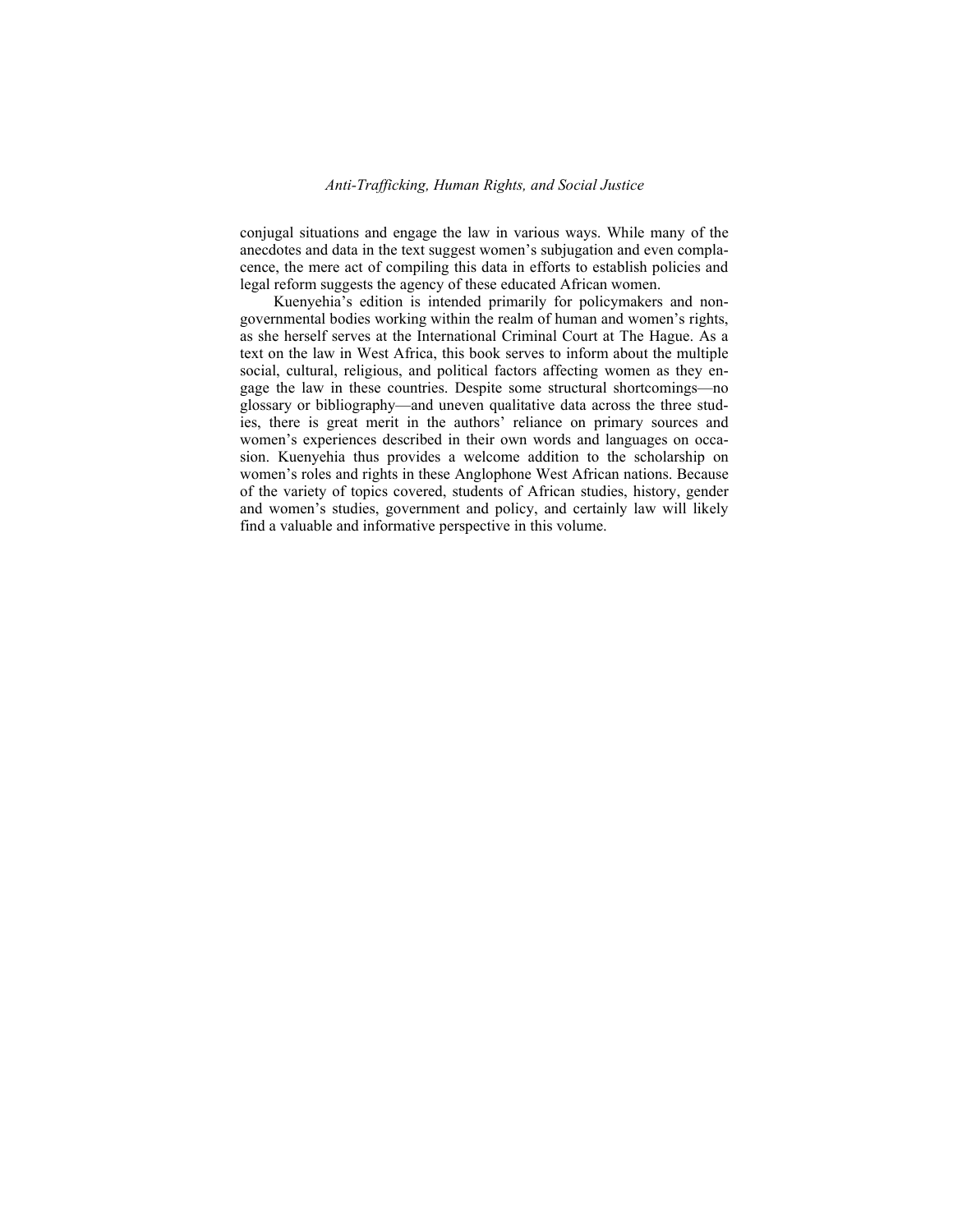conjugal situations and engage the law in various ways. While many of the anecdotes and data in the text suggest women's subjugation and even complacence, the mere act of compiling this data in efforts to establish policies and legal reform suggests the agency of these educated African women.

Kuenyehia's edition is intended primarily for policymakers and non-governmental bodies working within the realm of human and women's rights, as she herself serves at the International Criminal Court at The Hague. As a text on the law in West Africa, this book serves to inform about the multiple social, cultural, religious, and political factors affecting women as they engage the law in these countries. Despite some structural shortcomings—no glossary or bibliography—and uneven qualitative data across the three studies, there is great merit in the authors' reliance on primary sources and women's experiences described in their own words and languages on occasion. Kuenyehia thus provides a welcome addition to the scholarship on women's roles and rights in these Anglophone West African nations. Because of the variety of topics covered, students of African studies, history, gender and women's studies, government and policy, and certainly law will likely find a valuable and informative perspective in this volume.